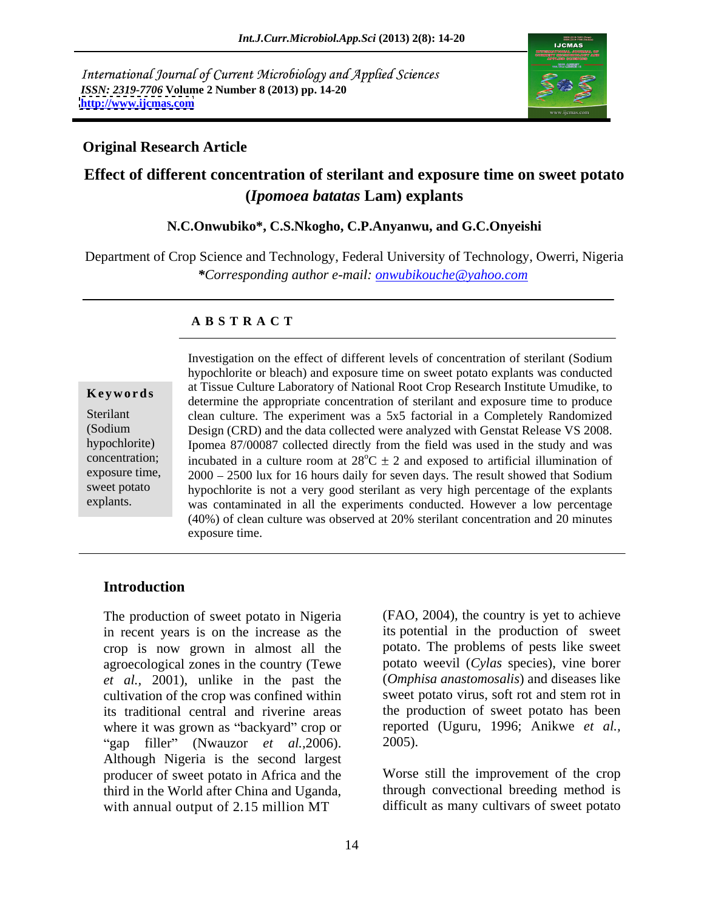International Journal of Current Microbiology and Applied Sciences
*ISSN: 2319-7706* Volume 2 Number 8 (2013) pp. 14-20
http://www.ijcmas.com

**Original Research Article**

# Effect of different concentration of sterilant and exposure time on sweet potato (*Ipomoea batatas* Lam) explants

**N.C.Onwubiko\*, C.S.Nkogho, C.P.Anyanwu, and G.C.Onyeishi**

Department of Crop Science and Technology, Federal University of Technology, Owerri, Nigeria

*\*Corresponding author e-mail: onwubikouche@yahoo.com*

## A B S T R A C T

**Keywords**

Sterilant (Sodium hypochlorite) concentration; exposure time, sweet potato explants.

Investigation on the effect of different levels of concentration of sterilant (Sodium hypochlorite or bleach) and exposure time on sweet potato explants was conducted at Tissue Culture Laboratory of National Root Crop Research Institute Umudike, to determine the appropriate concentration of sterilant and exposure time to produce clean culture. The experiment was a 5x5 factorial in a Completely Randomized Design (CRD) and the data collected were analyzed with Genstat Release VS 2008. Ipomea 87/00087 collected directly from the field was used in the study and was incubated in a culture room at $28^{o}C \pm 2$ and exposed to artificial illumination of 2000 – 2500 lux for 16 hours daily for seven days. The result showed that Sodium hypochlorite is not a very good sterilant as very high percentage of the explants was contaminated in all the experiments conducted. However a low percentage (40%) of clean culture was observed at 20% sterilant concentration and 20 minutes exposure time.

## Introduction

The production of sweet potato in Nigeria in recent years is on the increase as the crop is now grown in almost all the agroecological zones in the country (Tewe *et al.,* 2001), unlike in the past the cultivation of the crop was confined within its traditional central and riverine areas where it was grown as "backyard" crop or "gap filler" (Nwauzor *et al.,*2006). Although Nigeria is the second largest producer of sweet potato in Africa and the third in the World after China and Uganda, with annual output of 2.15 million MT (FAO, 2004), the country is yet to achieve its potential in the production of sweet potato. The problems of pests like sweet potato weevil (*Cylas* species), vine borer (*Omphisa anastomosalis*) and diseases like sweet potato virus, soft rot and stem rot in the production of sweet potato has been reported (Uguru, 1996; Anikwe *et al.,* 2005).

Worse still the improvement of the crop through convectional breeding method is difficult as many cultivars of sweet potato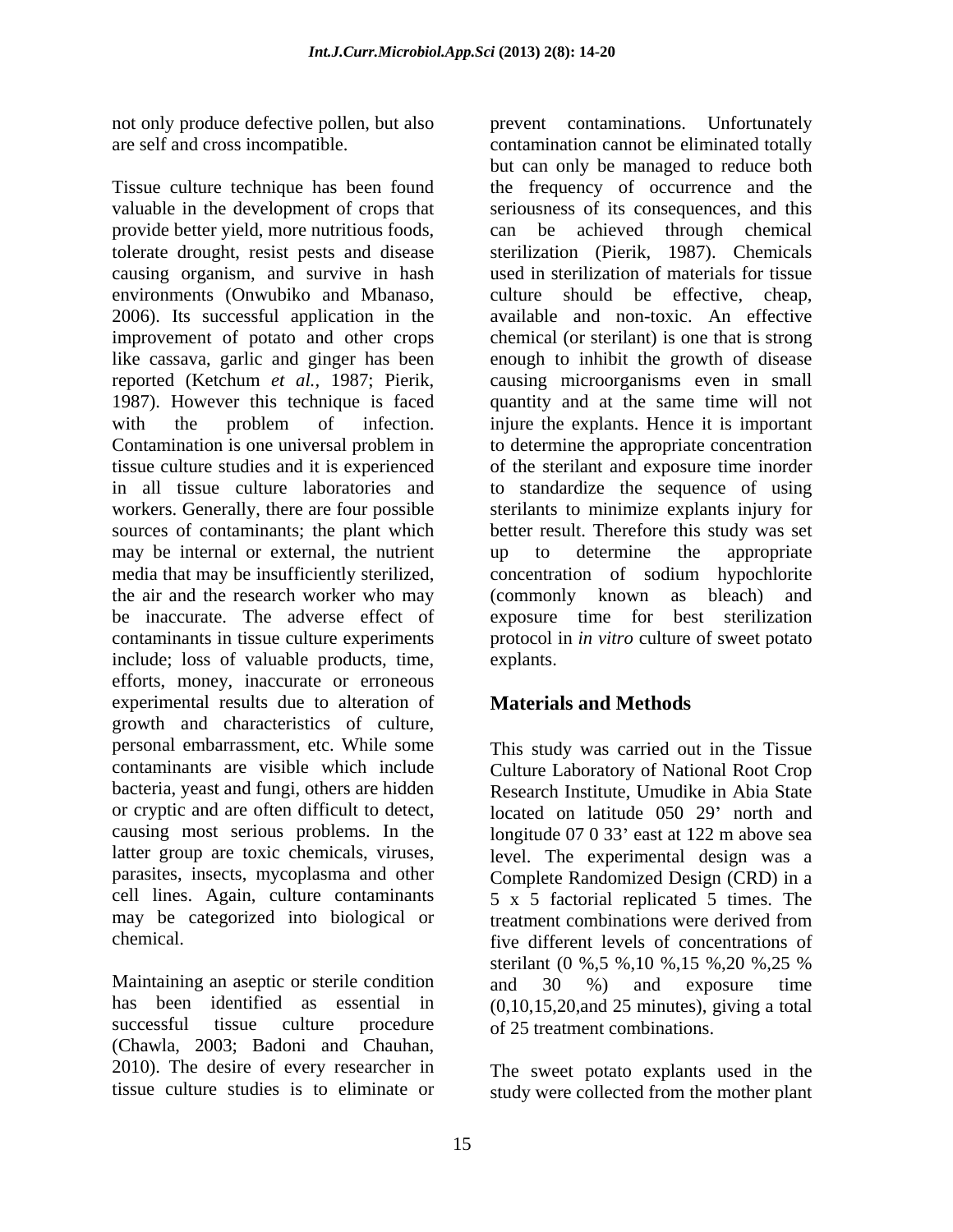not only produce defective pollen, but also are self and cross incompatible.

Tissue culture technique has been found valuable in the development of crops that provide better yield, more nutritious foods, tolerate drought, resist pests and disease causing organism, and survive in hash environments (Onwubiko and Mbanaso, 2006). Its successful application in the improvement of potato and other crops like cassava, garlic and ginger has been reported (Ketchum *et al.,* 1987; Pierik, 1987). However this technique is faced with the problem of infection. Contamination is one universal problem in tissue culture studies and it is experienced in all tissue culture laboratories and workers. Generally, there are four possible sources of contaminants; the plant which may be internal or external, the nutrient media that may be insufficiently sterilized, the air and the research worker who may be inaccurate. The adverse effect of contaminants in tissue culture experiments include; loss of valuable products, time, efforts, money, inaccurate or erroneous experimental results due to alteration of growth and characteristics of culture, personal embarrassment, etc. While some contaminants are visible which include bacteria, yeast and fungi, others are hidden or cryptic and are often difficult to detect, causing most serious problems. In the latter group are toxic chemicals, viruses, parasites, insects, mycoplasma and other cell lines. Again, culture contaminants may be categorized into biological or chemical.

Maintaining an aseptic or sterile condition has been identified as essential in successful tissue culture procedure (Chawla, 2003; Badoni and Chauhan, 2010). The desire of every researcher in tissue culture studies is to eliminate or prevent contaminations. Unfortunately contamination cannot be eliminated totally but can only be managed to reduce both the frequency of occurrence and the seriousness of its consequences, and this can be achieved through chemical sterilization (Pierik, 1987). Chemicals used in sterilization of materials for tissue culture should be effective, cheap, available and non-toxic. An effective chemical (or sterilant) is one that is strong enough to inhibit the growth of disease causing microorganisms even in small quantity and at the same time will not injure the explants. Hence it is important to determine the appropriate concentration of the sterilant and exposure time inorder to standardize the sequence of using sterilants to minimize explants injury for better result. Therefore this study was set up to determine the appropriate concentration of sodium hypochlorite (commonly known as bleach) and exposure time for best sterilization protocol in *in vitro* culture of sweet potato explants.

## Materials and Methods

This study was carried out in the Tissue Culture Laboratory of National Root Crop Research Institute, Umudike in Abia State located on latitude 050 29' north and longitude 07 0 33' east at 122 m above sea level. The experimental design was a Complete Randomized Design (CRD) in a 5 x 5 factorial replicated 5 times. The treatment combinations were derived from five different levels of concentrations of sterilant (0 %,5 %,10 %,15 %,20 %,25 % and 30 %) and exposure time (0,10,15,20,and 25 minutes), giving a total of 25 treatment combinations.

The sweet potato explants used in the study were collected from the mother plant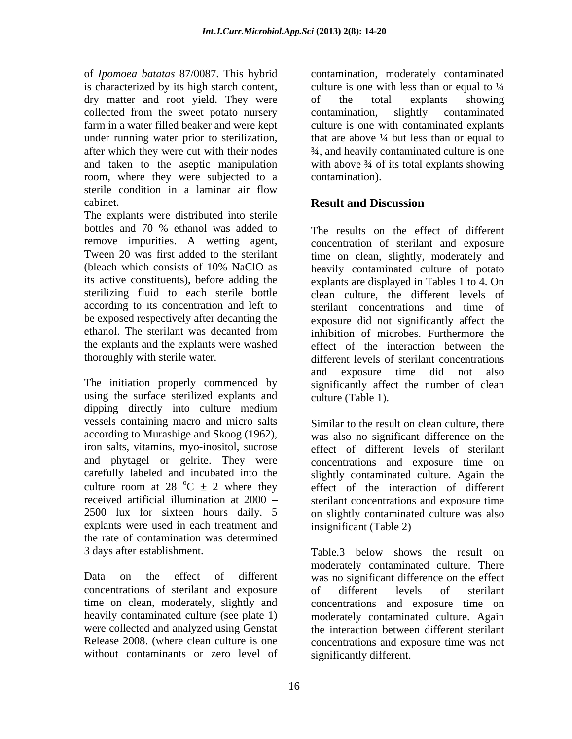of *Ipomoea batatas* 87/0087. This hybrid is characterized by its high starch content, dry matter and root yield. They were collected from the sweet potato nursery farm in a water filled beaker and were kept under running water prior to sterilization, after which they were cut with their nodes and taken to the aseptic manipulation room, where they were subjected to a sterile condition in a laminar air flow cabinet.

The explants were distributed into sterile bottles and 70 % ethanol was added to remove impurities. A wetting agent, Tween 20 was first added to the sterilant (bleach which consists of 10% NaClO as its active constituents), before adding the sterilizing fluid to each sterile bottle according to its concentration and left to be exposed respectively after decanting the ethanol. The sterilant was decanted from the explants and the explants were washed thoroughly with sterile water.

The initiation properly commenced by using the surface sterilized explants and dipping directly into culture medium vessels containing macro and micro salts according to Murashige and Skoog (1962), iron salts, vitamins, myo-inositol, sucrose and phytagel or gelrite. They were carefully labeled and incubated into the culture room at 28 $^{o}C \pm 2$ where they received artificial illumination at 2000 – 2500 lux for sixteen hours daily. 5 explants were used in each treatment and the rate of contamination was determined 3 days after establishment.

Data on the effect of different concentrations of sterilant and exposure time on clean, moderately, slightly and heavily contaminated culture (see plate 1) were collected and analyzed using Genstat Release 2008. (where clean culture is one without contaminants or zero level of contamination, moderately contaminated culture is one with less than or equal to ¼ of the total explants showing contamination, slightly contaminated culture is one with contaminated explants that are above ¼ but less than or equal to ¾, and heavily contaminated culture is one with above ¾ of its total explants showing contamination).

## Result and Discussion

The results on the effect of different concentration of sterilant and exposure time on clean, slightly, moderately and heavily contaminated culture of potato explants are displayed in Tables 1 to 4. On clean culture, the different levels of sterilant concentrations and time of exposure did not significantly affect the inhibition of microbes. Furthermore the effect of the interaction between the different levels of sterilant concentrations and exposure time did not also significantly affect the number of clean culture (Table 1).

Similar to the result on clean culture, there was also no significant difference on the effect of different levels of sterilant concentrations and exposure time on slightly contaminated culture. Again the effect of the interaction of different sterilant concentrations and exposure time on slightly contaminated culture was also insignificant (Table 2)

Table.3 below shows the result on moderately contaminated culture. There was no significant difference on the effect of different levels of sterilant concentrations and exposure time on moderately contaminated culture. Again the interaction between different sterilant concentrations and exposure time was not significantly different.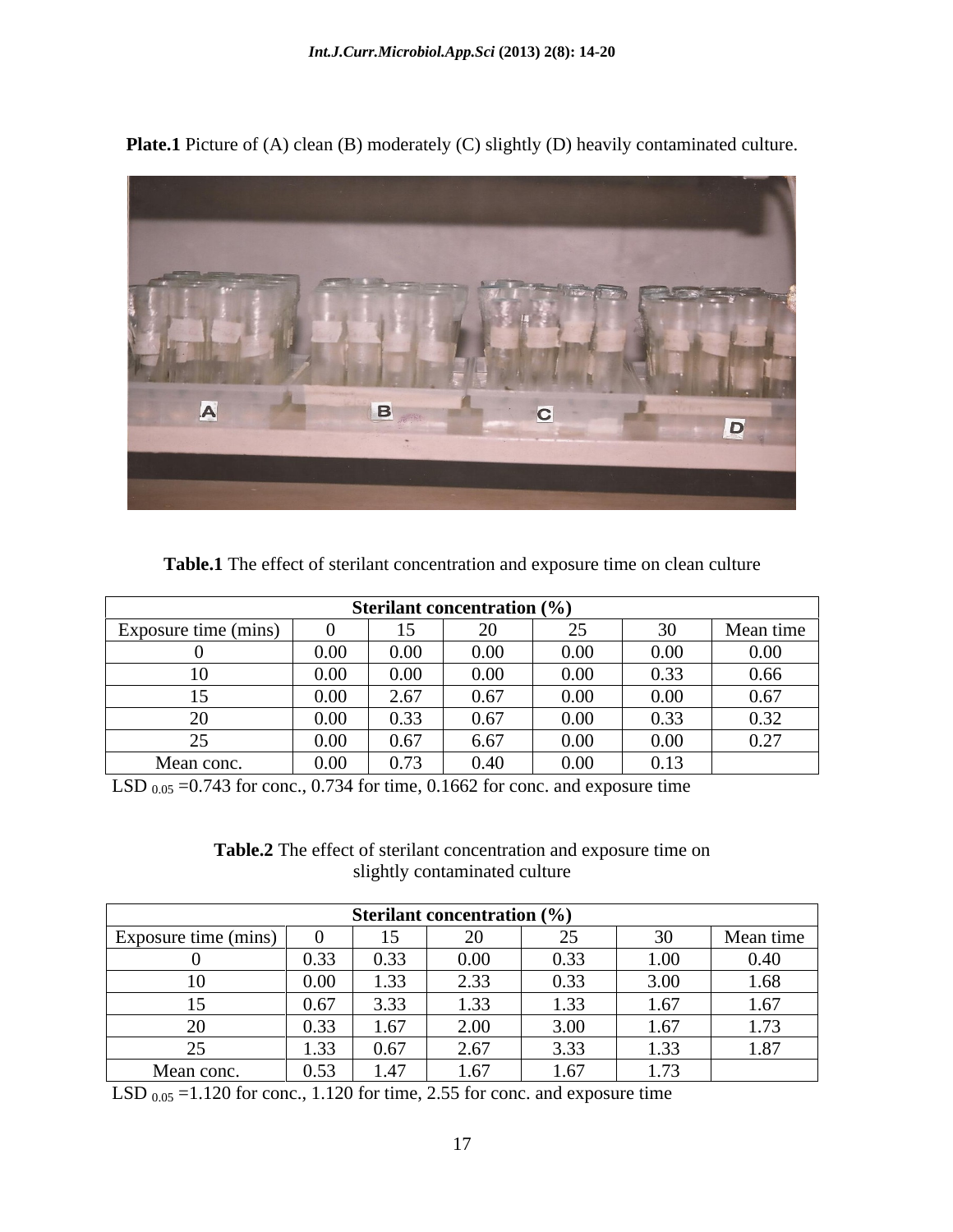**Plate.1** Picture of (A) clean (B) moderately (C) slightly (D) heavily contaminated culture.

**Table.1** The effect of sterilant concentration and exposure time on clean culture

| | Sterilant concentration (%) | | | | | |
|---|---|---|---|---|---|---|
| Exposure time (mins) | 0 | 15 | 20 | 25 | 30 | Mean time |
| 0 | 0.00 | 0.00 | 0.00 | 0.00 | 0.00 | 0.00 |
| 10 | 0.00 | 0.00 | 0.00 | 0.00 | 0.33 | 0.66 |
| 15 | 0.00 | 2.67 | 0.67 | 0.00 | 0.00 | 0.67 |
| 20 | 0.00 | 0.33 | 0.67 | 0.00 | 0.33 | 0.32 |
| 25 | 0.00 | 0.67 | 6.67 | 0.00 | 0.00 | 0.27 |
| Mean conc. | 0.00 | 0.73 | 0.40 | 0.00 | 0.13 | |

$LSD_{0.05}$ =0.743 for conc., 0.734 for time, 0.1662 for conc. and exposure time

**Table.2** The effect of sterilant concentration and exposure time on slightly contaminated culture

| | Sterilant concentration (%) | | | | | |
|---|---|---|---|---|---|---|
| Exposure time (mins) | 0 | 15 | 20 | 25 | 30 | Mean time |
| 0 | 0.33 | 0.33 | 0.00 | 0.33 | 1.00 | 0.40 |
| 10 | 0.00 | 1.33 | 2.33 | 0.33 | 3.00 | 1.68 |
| 15 | 0.67 | 3.33 | 1.33 | 1.33 | 1.67 | 1.67 |
| 20 | 0.33 | 1.67 | 2.00 | 3.00 | 1.67 | 1.73 |
| 25 | 1.33 | 0.67 | 2.67 | 3.33 | 1.33 | 1.87 |
| Mean conc. | 0.53 | 1.47 | 1.67 | 1.67 | 1.73 | |

$LSD_{0.05}$ =1.120 for conc., 1.120 for time, 2.55 for conc. and exposure time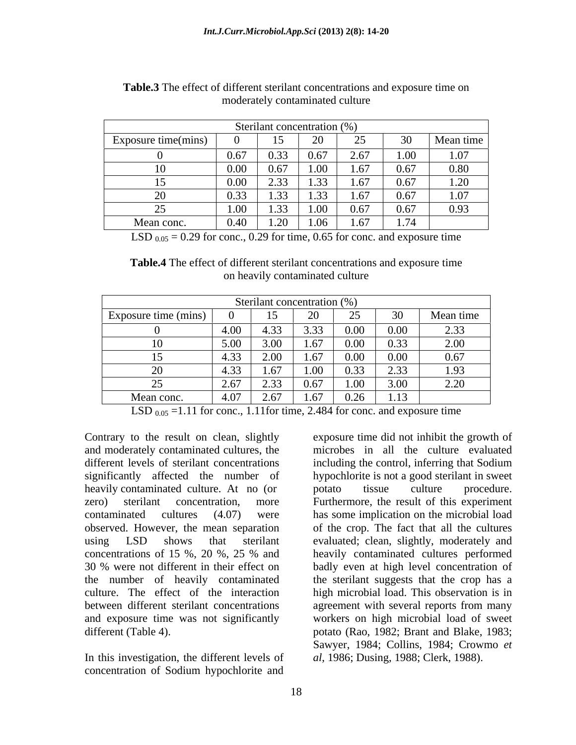**Table.3** The effect of different sterilant concentrations and exposure time on moderately contaminated culture

| | Sterilant concentration (%) | | | | | |
|---|---|---|---|---|---|---|
| Exposure time(mins) | 0 | 15 | 20 | 25 | 30 | Mean time |
| 0 | 0.67 | 0.33 | 0.67 | 2.67 | 1.00 | 1.07 |
| 10 | 0.00 | 0.67 | 1.00 | 1.67 | 0.67 | 0.80 |
| 15 | 0.00 | 2.33 | 1.33 | 1.67 | 0.67 | 1.20 |
| 20 | 0.33 | 1.33 | 1.33 | 1.67 | 0.67 | 1.07 |
| 25 | 1.00 | 1.33 | 1.00 | 0.67 | 0.67 | 0.93 |
| Mean conc. | 0.40 | 1.20 | 1.06 | 1.67 | 1.74 | |

LSD $_{0.05}$ = 0.29 for conc., 0.29 for time, 0.65 for conc. and exposure time

**Table.4** The effect of different sterilant concentrations and exposure time on heavily contaminated culture

| | Sterilant concentration (%) | | | | | |
|---|---|---|---|---|---|---|
| Exposure time (mins) | 0 | 15 | 20 | 25 | 30 | Mean time |
| 0 | 4.00 | 4.33 | 3.33 | 0.00 | 0.00 | 2.33 |
| 10 | 5.00 | 3.00 | 1.67 | 0.00 | 0.33 | 2.00 |
| 15 | 4.33 | 2.00 | 1.67 | 0.00 | 0.00 | 0.67 |
| 20 | 4.33 | 1.67 | 1.00 | 0.33 | 2.33 | 1.93 |
| 25 | 2.67 | 2.33 | 0.67 | 1.00 | 3.00 | 2.20 |
| Mean conc. | 4.07 | 2.67 | 1.67 | 0.26 | 1.13 | |

LSD $_{0.05}$ =1.11 for conc., 1.11for time, 2.484 for conc. and exposure time

Contrary to the result on clean, slightly and moderately contaminated cultures, the different levels of sterilant concentrations significantly affected the number of heavily contaminated culture. At no (or zero) sterilant concentration, more contaminated cultures (4.07) were observed. However, the mean separation using LSD shows that sterilant concentrations of 15 %, 20 %, 25 % and 30 % were not different in their effect on the number of heavily contaminated culture. The effect of the interaction between different sterilant concentrations and exposure time was not significantly different (Table 4).

In this investigation, the different levels of concentration of Sodium hypochlorite and exposure time did not inhibit the growth of microbes in all the culture evaluated including the control, inferring that Sodium hypochlorite is not a good sterilant in sweet potato tissue culture procedure. Furthermore, the result of this experiment has some implication on the microbial load of the crop. The fact that all the cultures evaluated; clean, slightly, moderately and heavily contaminated cultures performed badly even at high level concentration of the sterilant suggests that the crop has a high microbial load. This observation is in agreement with several reports from many workers on high microbial load of sweet potato (Rao, 1982; Brant and Blake, 1983; Sawyer, 1984; Collins, 1984; Crowmo *et al*, 1986; Dusing, 1988; Clerk, 1988).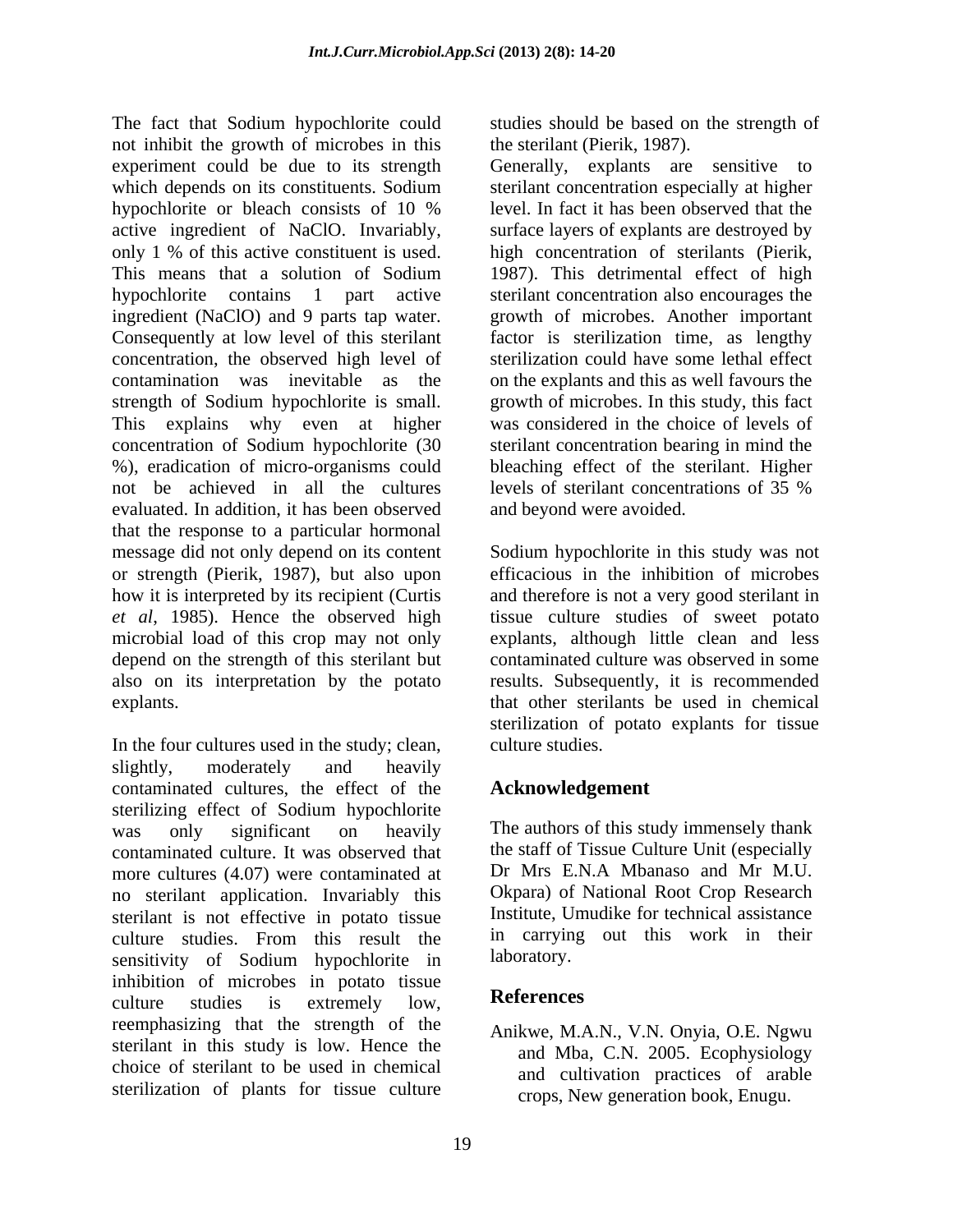The fact that Sodium hypochlorite could not inhibit the growth of microbes in this experiment could be due to its strength which depends on its constituents. Sodium hypochlorite or bleach consists of 10 % active ingredient of NaClO. Invariably, only 1 % of this active constituent is used. This means that a solution of Sodium hypochlorite contains 1 part active ingredient (NaClO) and 9 parts tap water. Consequently at low level of this sterilant concentration, the observed high level of contamination was inevitable as the strength of Sodium hypochlorite is small. This explains why even at higher concentration of Sodium hypochlorite (30 %), eradication of micro-organisms could not be achieved in all the cultures evaluated. In addition, it has been observed that the response to a particular hormonal message did not only depend on its content or strength (Pierik, 1987), but also upon how it is interpreted by its recipient (Curtis *et al*, 1985). Hence the observed high microbial load of this crop may not only depend on the strength of this sterilant but also on its interpretation by the potato explants.

In the four cultures used in the study; clean, slightly, moderately and heavily contaminated cultures, the effect of the sterilizing effect of Sodium hypochlorite was only significant on heavily contaminated culture. It was observed that more cultures (4.07) were contaminated at no sterilant application. Invariably this sterilant is not effective in potato tissue culture studies. From this result the sensitivity of Sodium hypochlorite in inhibition of microbes in potato tissue culture studies is extremely low, reemphasizing that the strength of the sterilant in this study is low. Hence the choice of sterilant to be used in chemical sterilization of plants for tissue culture studies should be based on the strength of the sterilant (Pierik, 1987).

Generally, explants are sensitive to sterilant concentration especially at higher level. In fact it has been observed that the surface layers of explants are destroyed by high concentration of sterilants (Pierik, 1987). This detrimental effect of high sterilant concentration also encourages the growth of microbes. Another important factor is sterilization time, as lengthy sterilization could have some lethal effect on the explants and this as well favours the growth of microbes. In this study, this fact was considered in the choice of levels of sterilant concentration bearing in mind the bleaching effect of the sterilant. Higher levels of sterilant concentrations of 35 % and beyond were avoided.

Sodium hypochlorite in this study was not efficacious in the inhibition of microbes and therefore is not a very good sterilant in tissue culture studies of sweet potato explants, although little clean and less contaminated culture was observed in some results. Subsequently, it is recommended that other sterilants be used in chemical sterilization of potato explants for tissue culture studies.

## Acknowledgement

The authors of this study immensely thank the staff of Tissue Culture Unit (especially Dr Mrs E.N.A Mbanaso and Mr M.U. Okpara) of National Root Crop Research Institute, Umudike for technical assistance in carrying out this work in their laboratory.

## References

Anikwe, M.A.N., V.N. Onyia, O.E. Ngwu and Mba, C.N. 2005. Ecophysiology and cultivation practices of arable crops, New generation book, Enugu.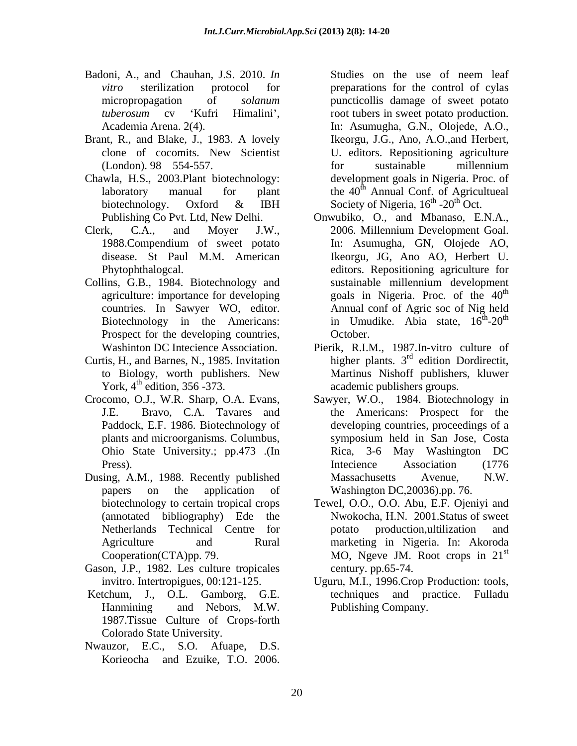Badoni, A., and Chauhan, J.S. 2010. *In vitro* sterilization protocol for micropropagation of *solanum tuberosum* cv 'Kufri Himalini', Academia Arena. 2(4).

Brant, R., and Blake, J., 1983. A lovely clone of cocomits. New Scientist (London). 98 554-557.

Chawla, H.S., 2003.Plant biotechnology: laboratory manual for plant biotechnology. Oxford & IBH Publishing Co Pvt. Ltd, New Delhi.

Clerk, C.A., and Moyer J.W., 1988.Compendium of sweet potato disease. St Paul M.M. American Phytophthalogcal.

Collins, G.B., 1984. Biotechnology and agriculture: importance for developing countries. In Sawyer WO, editor. Biotechnology in the Americans: Prospect for the developing countries, Washinton DC Intecience Association.

Curtis, H., and Barnes, N., 1985. Invitation to Biology, worth publishers. New York, 4th edition, 356 -373.

Crocomo, O.J., W.R. Sharp, O.A. Evans, J.E. Bravo, C.A. Tavares and Paddock, E.F. 1986. Biotechnology of plants and microorganisms. Columbus, Ohio State University.; pp.473 .(In Press).

Dusing, A.M., 1988. Recently published papers on the application of biotechnology to certain tropical crops (annotated bibliography) Ede the Netherlands Technical Centre for Agriculture and Rural Cooperation(CTA)pp. 79.

Gason, J.P., 1982. Les culture tropicales invitro. Intertropigues, 00:121-125.

Ketchum, J., O.L. Gamborg, G.E. Hanmining and Nebors, M.W. 1987.Tissue Culture of Crops-forth Colorado State University.

Nwauzor, E.C., S.O. Afuape, D.S. Korieocha and Ezuike, T.O. 2006. Studies on the use of neem leaf preparations for the control of cylas puncticollis damage of sweet potato root tubers in sweet potato production. In: Asumugha, G.N., Olojede, A.O., Ikeorgu, J.G., Ano, A.O.,and Herbert, U. editors. Repositioning agriculture for sustainable millennium development goals in Nigeria. Proc. of the 40th Annual Conf. of Agricultueal Society of Nigeria, 16th -20th Oct.

Onwubiko, O., and Mbanaso, E.N.A., 2006. Millennium Development Goal. In: Asumugha, GN, Olojede AO, Ikeorgu, JG, Ano AO, Herbert U. editors. Repositioning agriculture for sustainable millennium development goals in Nigeria. Proc. of the 40th Annual conf of Agric soc of Nig held in Umudike. Abia state, 16th-20th October.

Pierik, R.I.M., 1987.In-vitro culture of higher plants. 3rd edition Dordirectit, Martinus Nishoff publishers, kluwer academic publishers groups.

Sawyer, W.O., 1984. Biotechnology in the Americans: Prospect for the developing countries, proceedings of a symposium held in San Jose, Costa Rica, 3-6 May Washington DC Intecience Association (1776 Massachusetts Avenue, N.W. Washington DC,20036).pp. 76.

Tewel, O.O., O.O. Abu, E.F. Ojeniyi and Nwokocha, H.N. 2001.Status of sweet potato production,ultilization and marketing in Nigeria. In: Akoroda MO, Ngeve JM. Root crops in 21st century. pp.65-74.

Uguru, M.I., 1996.Crop Production: tools, techniques and practice. Fulladu Publishing Company.